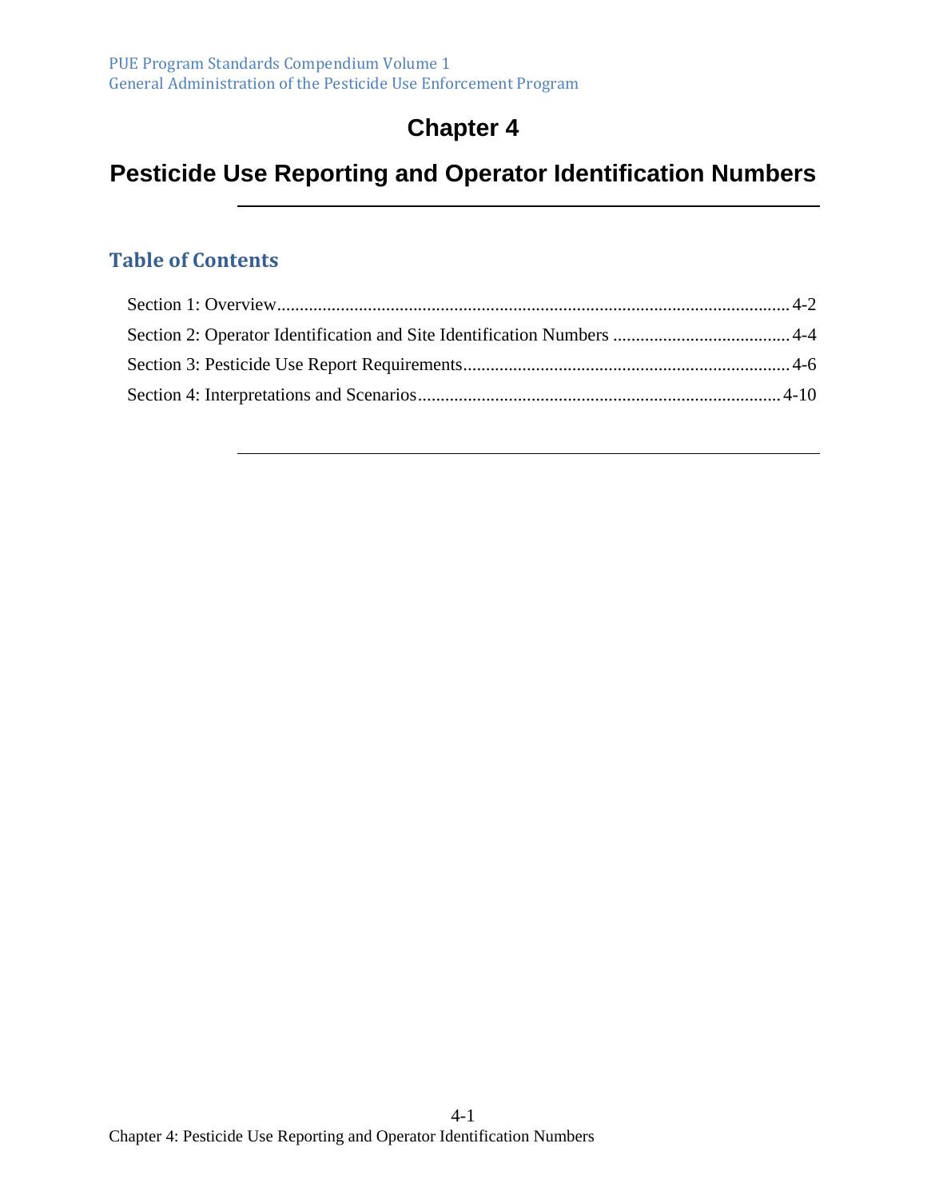# Chapter 4

# Pesticide Use Reporting and Operator Identification Numbers

## Table of Contents

Section 1: Overview.......................................................................................................... 4-2

Section 2: Operator Identification and Site Identification Numbers ....................................... 4-4

Section 3: Pesticide Use Report Requirements........................................................................ 4-6

Section 4: Interpretations and Scenarios................................................................................ 4-10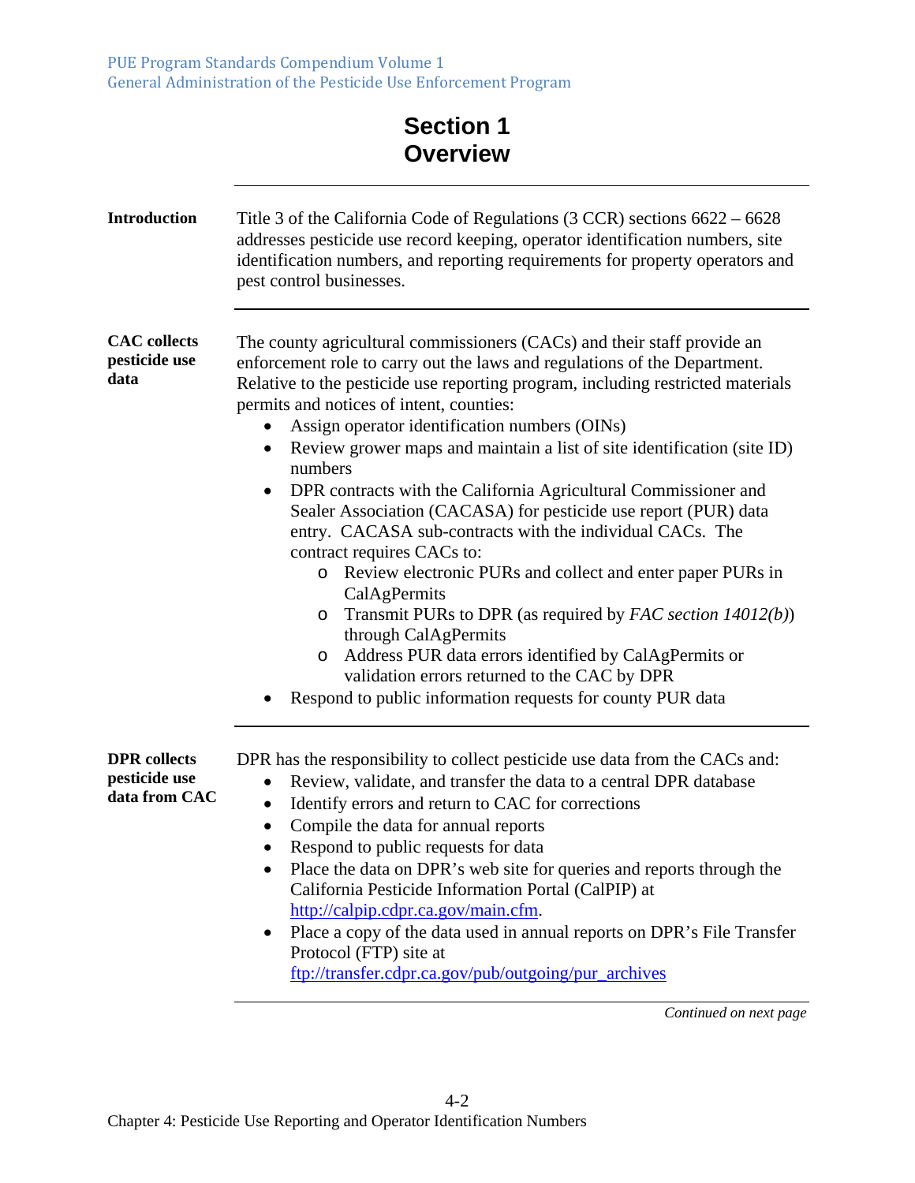# Section 1 Overview

**Introduction**

Title 3 of the California Code of Regulations (3 CCR) sections 6622 – 6628 addresses pesticide use record keeping, operator identification numbers, site identification numbers, and reporting requirements for property operators and pest control businesses.

**CAC collects pesticide use data**

The county agricultural commissioners (CACs) and their staff provide an enforcement role to carry out the laws and regulations of the Department. Relative to the pesticide use reporting program, including restricted materials permits and notices of intent, counties:

- Assign operator identification numbers (OINs)
- Review grower maps and maintain a list of site identification (site ID) numbers
- DPR contracts with the California Agricultural Commissioner and Sealer Association (CACASA) for pesticide use report (PUR) data entry. CACASA sub-contracts with the individual CACs. The contract requires CACs to:
  - Review electronic PURs and collect and enter paper PURs in CalAgPermits
  - Transmit PURs to DPR (as required by *FAC section 14012(b)*) through CalAgPermits
  - Address PUR data errors identified by CalAgPermits or validation errors returned to the CAC by DPR
- Respond to public information requests for county PUR data

**DPR collects pesticide use data from CAC**

DPR has the responsibility to collect pesticide use data from the CACs and:

- Review, validate, and transfer the data to a central DPR database
- Identify errors and return to CAC for corrections
- Compile the data for annual reports
- Respond to public requests for data
- Place the data on DPR's web site for queries and reports through the California Pesticide Information Portal (CalPIP) at http://calpip.cdpr.ca.gov/main.cfm.
- Place a copy of the data used in annual reports on DPR's File Transfer Protocol (FTP) site at ftp://transfer.cdpr.ca.gov/pub/outgoing/pur_archives

*Continued on next page*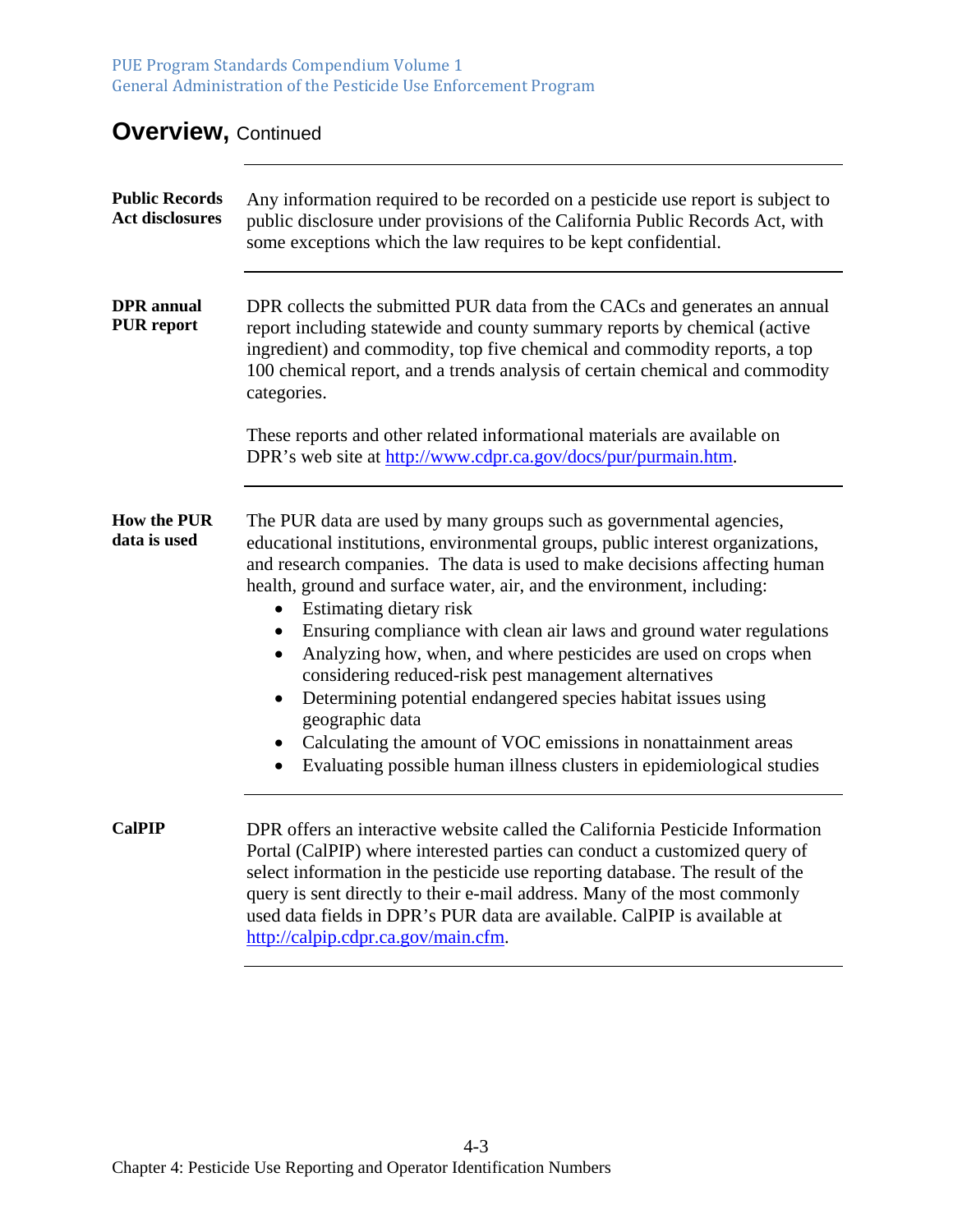## Overview, Continued

**Public Records Act disclosures**

Any information required to be recorded on a pesticide use report is subject to public disclosure under provisions of the California Public Records Act, with some exceptions which the law requires to be kept confidential.

**DPR annual PUR report**

DPR collects the submitted PUR data from the CACs and generates an annual report including statewide and county summary reports by chemical (active ingredient) and commodity, top five chemical and commodity reports, a top 100 chemical report, and a trends analysis of certain chemical and commodity categories.

These reports and other related informational materials are available on DPR's web site at [http://www.cdpr.ca.gov/docs/pur/purmain.htm](http://www.cdpr.ca.gov/docs/pur/purmain.htm).

**How the PUR data is used**

The PUR data are used by many groups such as governmental agencies, educational institutions, environmental groups, public interest organizations, and research companies. The data is used to make decisions affecting human health, ground and surface water, air, and the environment, including:

- Estimating dietary risk
- Ensuring compliance with clean air laws and ground water regulations
- Analyzing how, when, and where pesticides are used on crops when considering reduced-risk pest management alternatives
- Determining potential endangered species habitat issues using geographic data
- Calculating the amount of VOC emissions in nonattainment areas
- Evaluating possible human illness clusters in epidemiological studies

**CalPIP**

DPR offers an interactive website called the California Pesticide Information Portal (CalPIP) where interested parties can conduct a customized query of select information in the pesticide use reporting database. The result of the query is sent directly to their e-mail address. Many of the most commonly used data fields in DPR's PUR data are available. CalPIP is available at [http://calpip.cdpr.ca.gov/main.cfm](http://calpip.cdpr.ca.gov/main.cfm).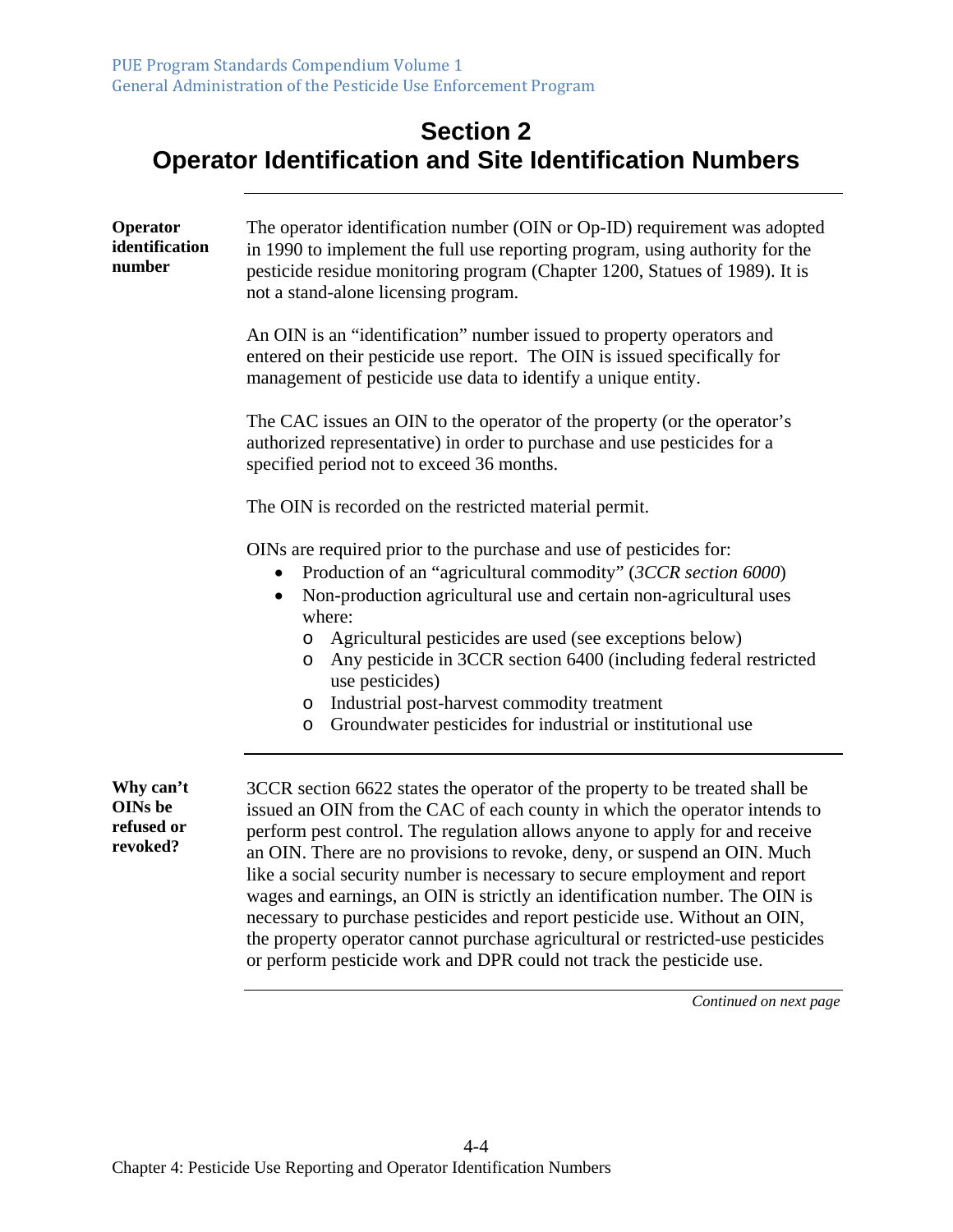# Section 2
# Operator Identification and Site Identification Numbers

**Operator identification number**

The operator identification number (OIN or Op-ID) requirement was adopted in 1990 to implement the full use reporting program, using authority for the pesticide residue monitoring program (Chapter 1200, Statues of 1989). It is not a stand-alone licensing program.

An OIN is an "identification" number issued to property operators and entered on their pesticide use report. The OIN is issued specifically for management of pesticide use data to identify a unique entity.

The CAC issues an OIN to the operator of the property (or the operator's authorized representative) in order to purchase and use pesticides for a specified period not to exceed 36 months.

The OIN is recorded on the restricted material permit.

OINs are required prior to the purchase and use of pesticides for:

- Production of an "agricultural commodity" (*3CCR section 6000*)
- Non-production agricultural use and certain non-agricultural uses where:
  - Agricultural pesticides are used (see exceptions below)
  - Any pesticide in 3CCR section 6400 (including federal restricted use pesticides)
  - Industrial post-harvest commodity treatment
  - Groundwater pesticides for industrial or institutional use

**Why can't OINs be refused or revoked?**

3CCR section 6622 states the operator of the property to be treated shall be issued an OIN from the CAC of each county in which the operator intends to perform pest control. The regulation allows anyone to apply for and receive an OIN. There are no provisions to revoke, deny, or suspend an OIN. Much like a social security number is necessary to secure employment and report wages and earnings, an OIN is strictly an identification number. The OIN is necessary to purchase pesticides and report pesticide use. Without an OIN, the property operator cannot purchase agricultural or restricted-use pesticides or perform pesticide work and DPR could not track the pesticide use.

*Continued on next page*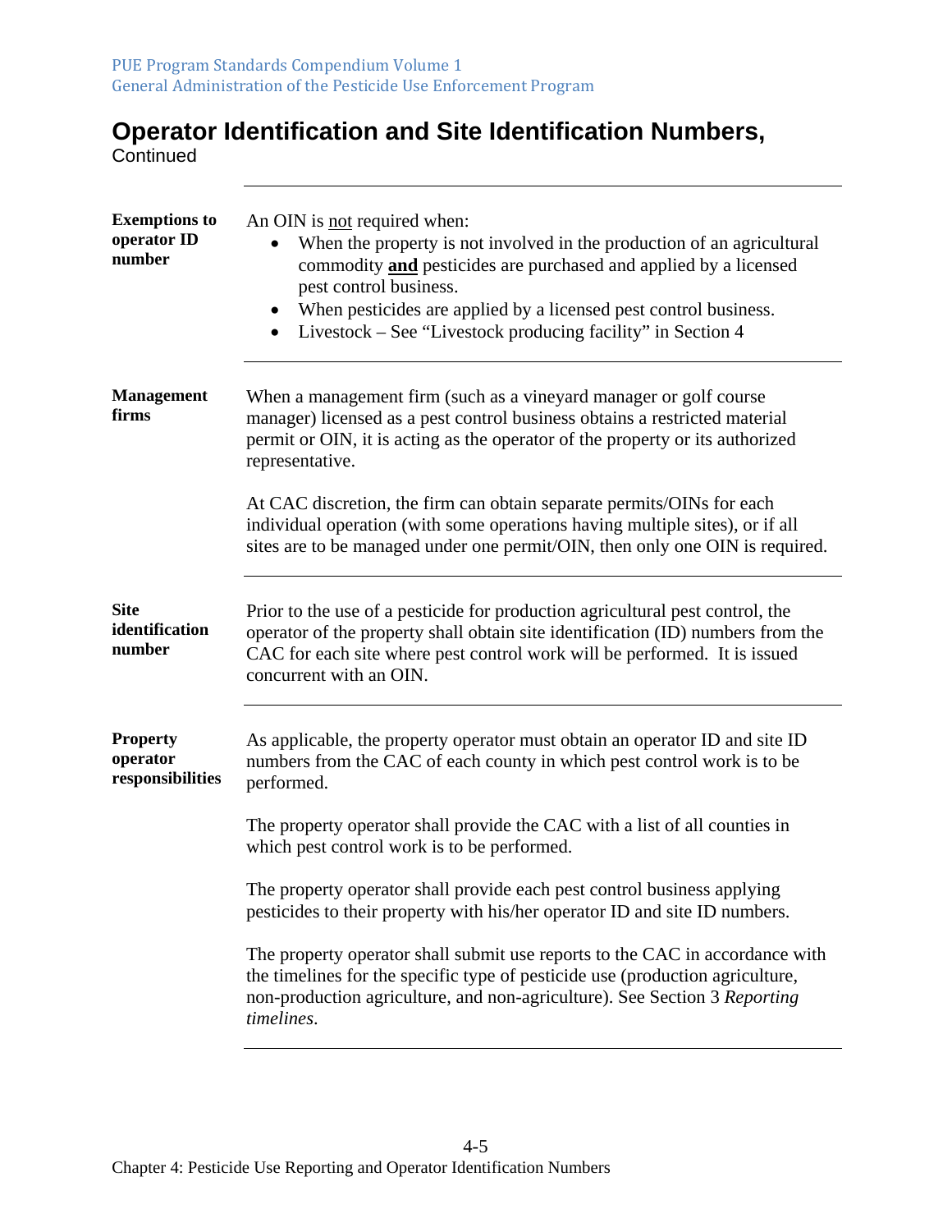# Operator Identification and Site Identification Numbers, Continued

**Exemptions to operator ID number**

An OIN is not required when:

- When the property is not involved in the production of an agricultural commodity **and** pesticides are purchased and applied by a licensed pest control business.
- When pesticides are applied by a licensed pest control business.
- Livestock – See "Livestock producing facility" in Section 4

**Management firms**

When a management firm (such as a vineyard manager or golf course manager) licensed as a pest control business obtains a restricted material permit or OIN, it is acting as the operator of the property or its authorized representative.

At CAC discretion, the firm can obtain separate permits/OINs for each individual operation (with some operations having multiple sites), or if all sites are to be managed under one permit/OIN, then only one OIN is required.

**Site identification number**

Prior to the use of a pesticide for production agricultural pest control, the operator of the property shall obtain site identification (ID) numbers from the CAC for each site where pest control work will be performed. It is issued concurrent with an OIN.

**Property operator responsibilities**

As applicable, the property operator must obtain an operator ID and site ID numbers from the CAC of each county in which pest control work is to be performed.

The property operator shall provide the CAC with a list of all counties in which pest control work is to be performed.

The property operator shall provide each pest control business applying pesticides to their property with his/her operator ID and site ID numbers.

The property operator shall submit use reports to the CAC in accordance with the timelines for the specific type of pesticide use (production agriculture, non-production agriculture, and non-agriculture). See Section 3 *Reporting timelines*.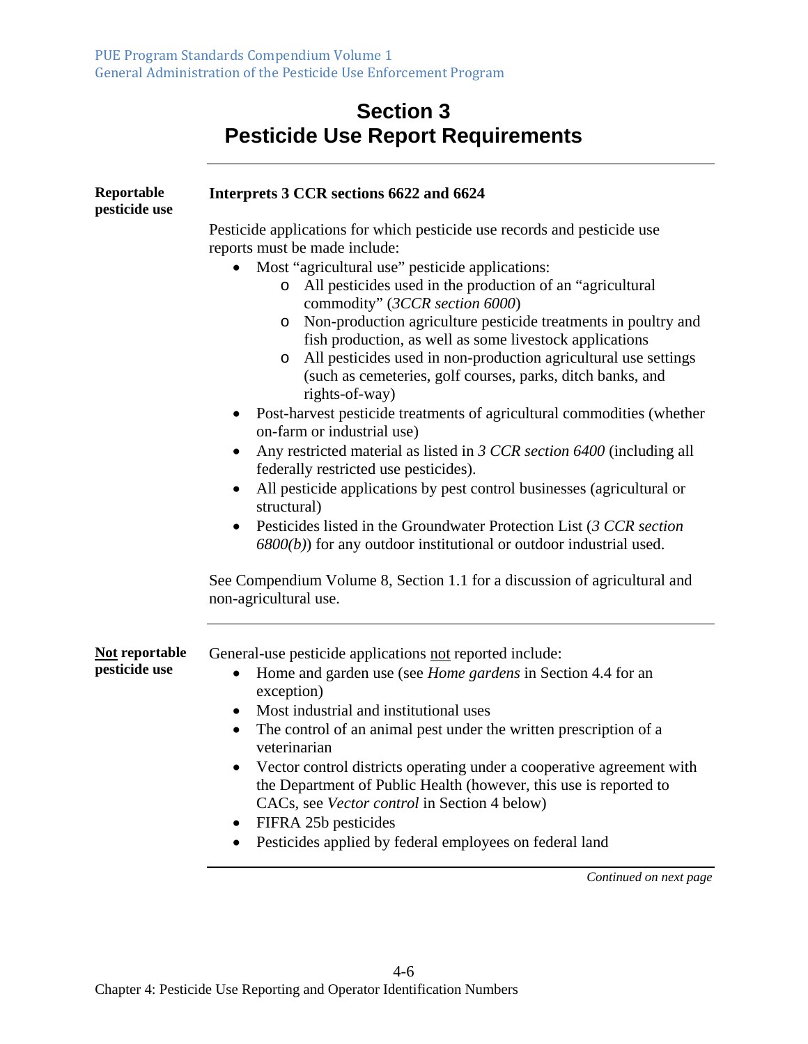# Section 3
# Pesticide Use Report Requirements

**Reportable pesticide use**

**Interprets 3 CCR sections 6622 and 6624**

Pesticide applications for which pesticide use records and pesticide use reports must be made include:

- Most "agricultural use" pesticide applications:
  - All pesticides used in the production of an "agricultural commodity" (*3CCR section 6000*)
  - Non-production agriculture pesticide treatments in poultry and fish production, as well as some livestock applications
  - All pesticides used in non-production agricultural use settings (such as cemeteries, golf courses, parks, ditch banks, and rights-of-way)
- Post-harvest pesticide treatments of agricultural commodities (whether on-farm or industrial use)
- Any restricted material as listed in *3 CCR section 6400* (including all federally restricted use pesticides).
- All pesticide applications by pest control businesses (agricultural or structural)
- Pesticides listed in the Groundwater Protection List (*3 CCR section 6800(b)*) for any outdoor institutional or outdoor industrial used.

See Compendium Volume 8, Section 1.1 for a discussion of agricultural and non-agricultural use.

---

**Not reportable pesticide use**

General-use pesticide applications not reported include:

- Home and garden use (see *Home gardens* in Section 4.4 for an exception)
- Most industrial and institutional uses
- The control of an animal pest under the written prescription of a veterinarian
- Vector control districts operating under a cooperative agreement with the Department of Public Health (however, this use is reported to CACs, see *Vector control* in Section 4 below)
- FIFRA 25b pesticides
- Pesticides applied by federal employees on federal land

*Continued on next page*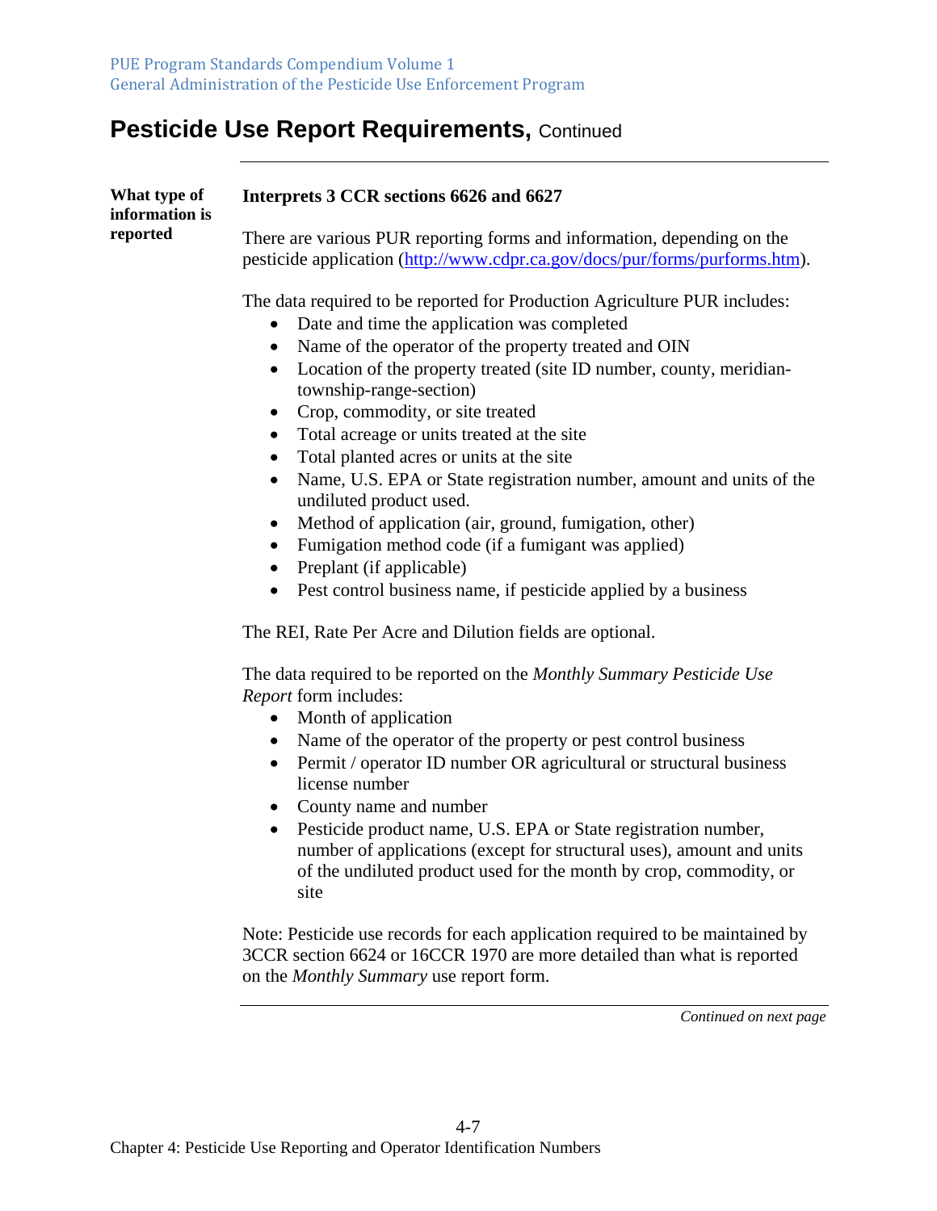## Pesticide Use Report Requirements, Continued

**What type of information is reported**

**Interprets 3 CCR sections 6626 and 6627**

There are various PUR reporting forms and information, depending on the pesticide application (http://www.cdpr.ca.gov/docs/pur/forms/purforms.htm).

The data required to be reported for Production Agriculture PUR includes:

- Date and time the application was completed
- Name of the operator of the property treated and OIN
- Location of the property treated (site ID number, county, meridian-township-range-section)
- Crop, commodity, or site treated
- Total acreage or units treated at the site
- Total planted acres or units at the site
- Name, U.S. EPA or State registration number, amount and units of the undiluted product used.
- Method of application (air, ground, fumigation, other)
- Fumigation method code (if a fumigant was applied)
- Preplant (if applicable)
- Pest control business name, if pesticide applied by a business

The REI, Rate Per Acre and Dilution fields are optional.

The data required to be reported on the *Monthly Summary Pesticide Use Report* form includes:

- Month of application
- Name of the operator of the property or pest control business
- Permit / operator ID number OR agricultural or structural business license number
- County name and number
- Pesticide product name, U.S. EPA or State registration number, number of applications (except for structural uses), amount and units of the undiluted product used for the month by crop, commodity, or site

Note: Pesticide use records for each application required to be maintained by 3CCR section 6624 or 16CCR 1970 are more detailed than what is reported on the *Monthly Summary* use report form.

*Continued on next page*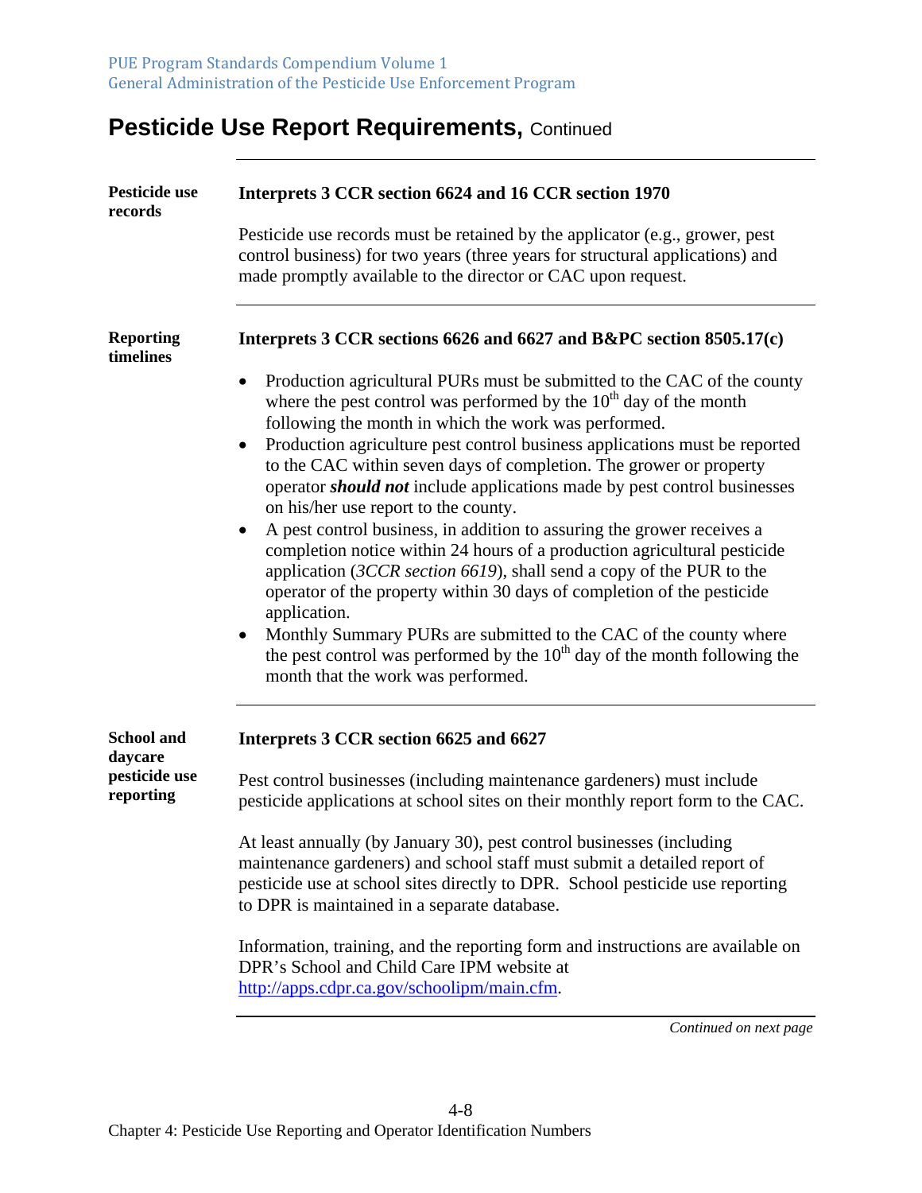# Pesticide Use Report Requirements, Continued

**Pesticide use records**

**Interprets 3 CCR section 6624 and 16 CCR section 1970**

Pesticide use records must be retained by the applicator (e.g., grower, pest control business) for two years (three years for structural applications) and made promptly available to the director or CAC upon request.

---

**Reporting timelines**

**Interprets 3 CCR sections 6626 and 6627 and B&PC section 8505.17(c)**

- Production agricultural PURs must be submitted to the CAC of the county where the pest control was performed by the 10th day of the month following the month in which the work was performed.
- Production agriculture pest control business applications must be reported to the CAC within seven days of completion. The grower or property operator ***should not*** include applications made by pest control businesses on his/her use report to the county.
- A pest control business, in addition to assuring the grower receives a completion notice within 24 hours of a production agricultural pesticide application (*3CCR section 6619*), shall send a copy of the PUR to the operator of the property within 30 days of completion of the pesticide application.
- Monthly Summary PURs are submitted to the CAC of the county where the pest control was performed by the 10th day of the month following the month that the work was performed.

---

**School and daycare pesticide use reporting**

**Interprets 3 CCR section 6625 and 6627**

Pest control businesses (including maintenance gardeners) must include pesticide applications at school sites on their monthly report form to the CAC.

At least annually (by January 30), pest control businesses (including maintenance gardeners) and school staff must submit a detailed report of pesticide use at school sites directly to DPR. School pesticide use reporting to DPR is maintained in a separate database.

Information, training, and the reporting form and instructions are available on DPR's School and Child Care IPM website at http://apps.cdpr.ca.gov/schoolipm/main.cfm.

*Continued on next page*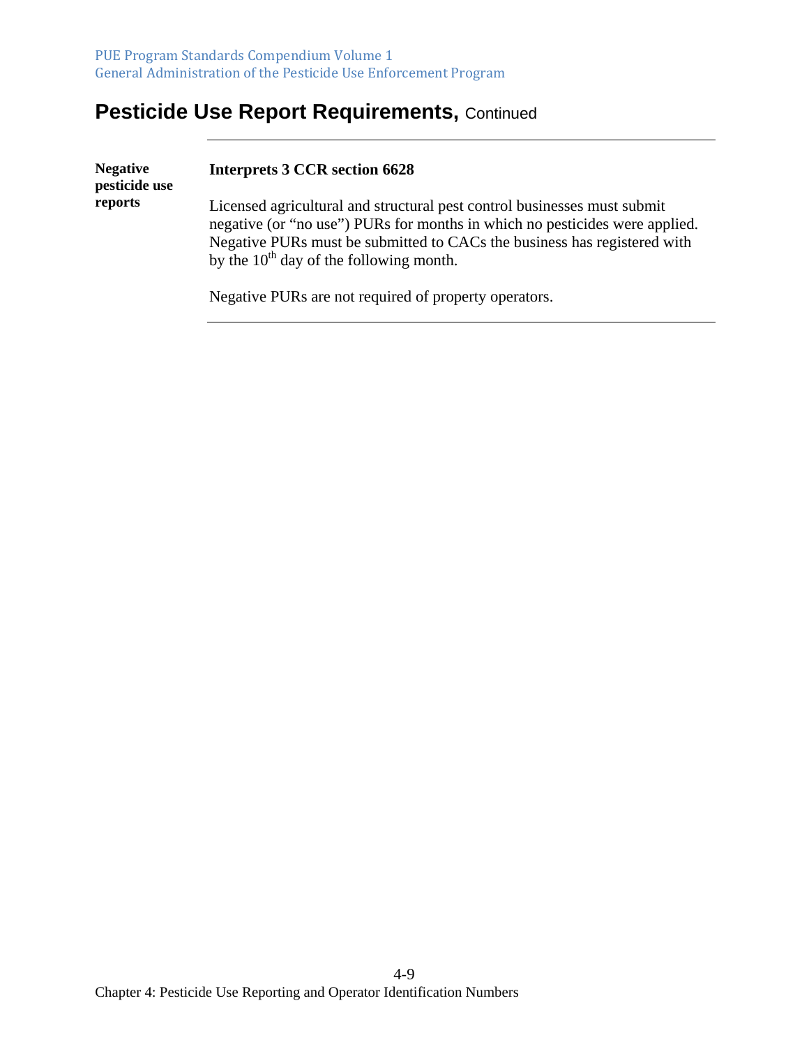# Pesticide Use Report Requirements, Continued

**Negative pesticide use reports**

**Interprets 3 CCR section 6628**

Licensed agricultural and structural pest control businesses must submit negative (or "no use") PURs for months in which no pesticides were applied. Negative PURs must be submitted to CACs the business has registered with by the 10th day of the following month.

Negative PURs are not required of property operators.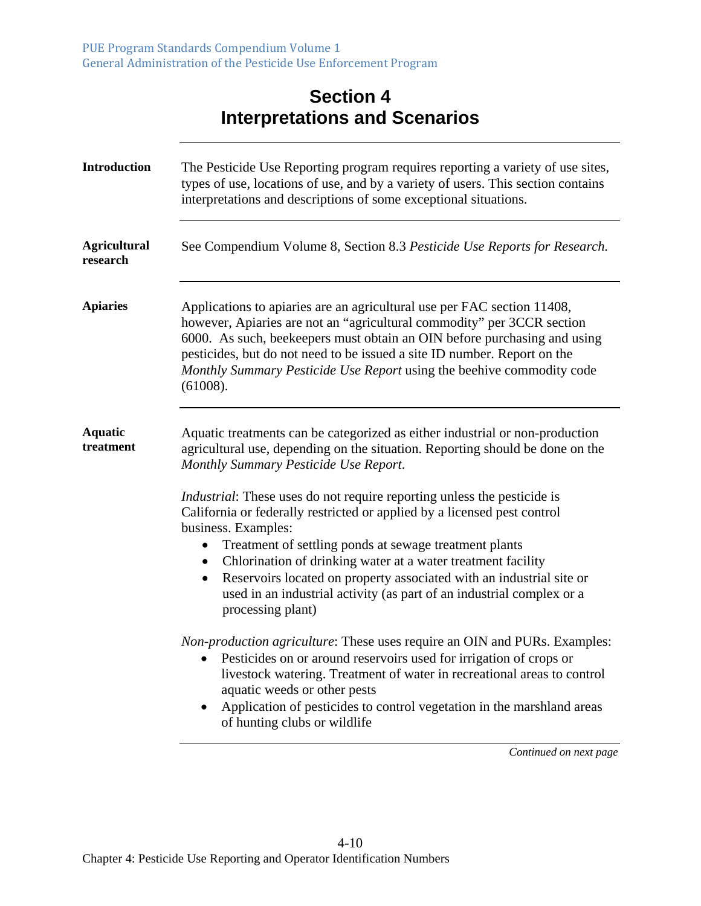# Section 4
# Interpretations and Scenarios

**Introduction**

The Pesticide Use Reporting program requires reporting a variety of use sites, types of use, locations of use, and by a variety of users. This section contains interpretations and descriptions of some exceptional situations.

**Agricultural research**

See Compendium Volume 8, Section 8.3 *Pesticide Use Reports for Research.*

**Apiaries**

Applications to apiaries are an agricultural use per FAC section 11408, however, Apiaries are not an "agricultural commodity" per 3CCR section 6000. As such, beekeepers must obtain an OIN before purchasing and using pesticides, but do not need to be issued a site ID number. Report on the *Monthly Summary Pesticide Use Report* using the beehive commodity code (61008).

**Aquatic treatment**

Aquatic treatments can be categorized as either industrial or non-production agricultural use, depending on the situation. Reporting should be done on the *Monthly Summary Pesticide Use Report*.

*Industrial*: These uses do not require reporting unless the pesticide is California or federally restricted or applied by a licensed pest control business. Examples:

- Treatment of settling ponds at sewage treatment plants
- Chlorination of drinking water at a water treatment facility
- Reservoirs located on property associated with an industrial site or used in an industrial activity (as part of an industrial complex or a processing plant)

*Non-production agriculture*: These uses require an OIN and PURs. Examples:

- Pesticides on or around reservoirs used for irrigation of crops or livestock watering. Treatment of water in recreational areas to control aquatic weeds or other pests
- Application of pesticides to control vegetation in the marshland areas of hunting clubs or wildlife

*Continued on next page*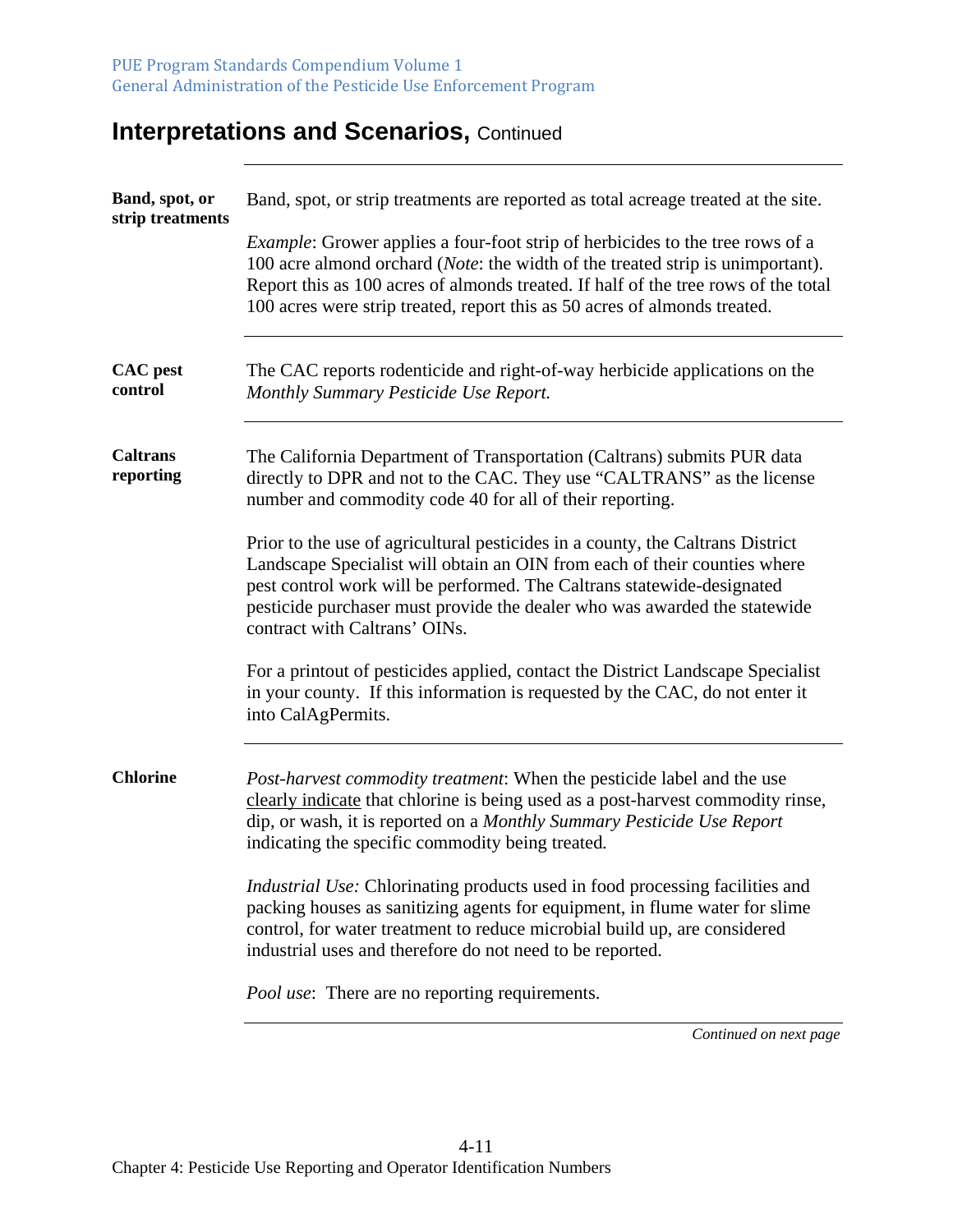## Interpretations and Scenarios, Continued

**Band, spot, or strip treatments**

Band, spot, or strip treatments are reported as total acreage treated at the site.

*Example*: Grower applies a four-foot strip of herbicides to the tree rows of a 100 acre almond orchard (*Note*: the width of the treated strip is unimportant). Report this as 100 acres of almonds treated. If half of the tree rows of the total 100 acres were strip treated, report this as 50 acres of almonds treated.

---

**CAC pest control**

The CAC reports rodenticide and right-of-way herbicide applications on the *Monthly Summary Pesticide Use Report.*

---

**Caltrans reporting**

The California Department of Transportation (Caltrans) submits PUR data directly to DPR and not to the CAC. They use "CALTRANS" as the license number and commodity code 40 for all of their reporting.

Prior to the use of agricultural pesticides in a county, the Caltrans District Landscape Specialist will obtain an OIN from each of their counties where pest control work will be performed. The Caltrans statewide-designated pesticide purchaser must provide the dealer who was awarded the statewide contract with Caltrans' OINs.

For a printout of pesticides applied, contact the District Landscape Specialist in your county. If this information is requested by the CAC, do not enter it into CalAgPermits.

---

**Chlorine**

*Post-harvest commodity treatment*: When the pesticide label and the use clearly indicate that chlorine is being used as a post-harvest commodity rinse, dip, or wash, it is reported on a *Monthly Summary Pesticide Use Report* indicating the specific commodity being treated.

*Industrial Use:* Chlorinating products used in food processing facilities and packing houses as sanitizing agents for equipment, in flume water for slime control, for water treatment to reduce microbial build up, are considered industrial uses and therefore do not need to be reported.

*Pool use*: There are no reporting requirements.

*Continued on next page*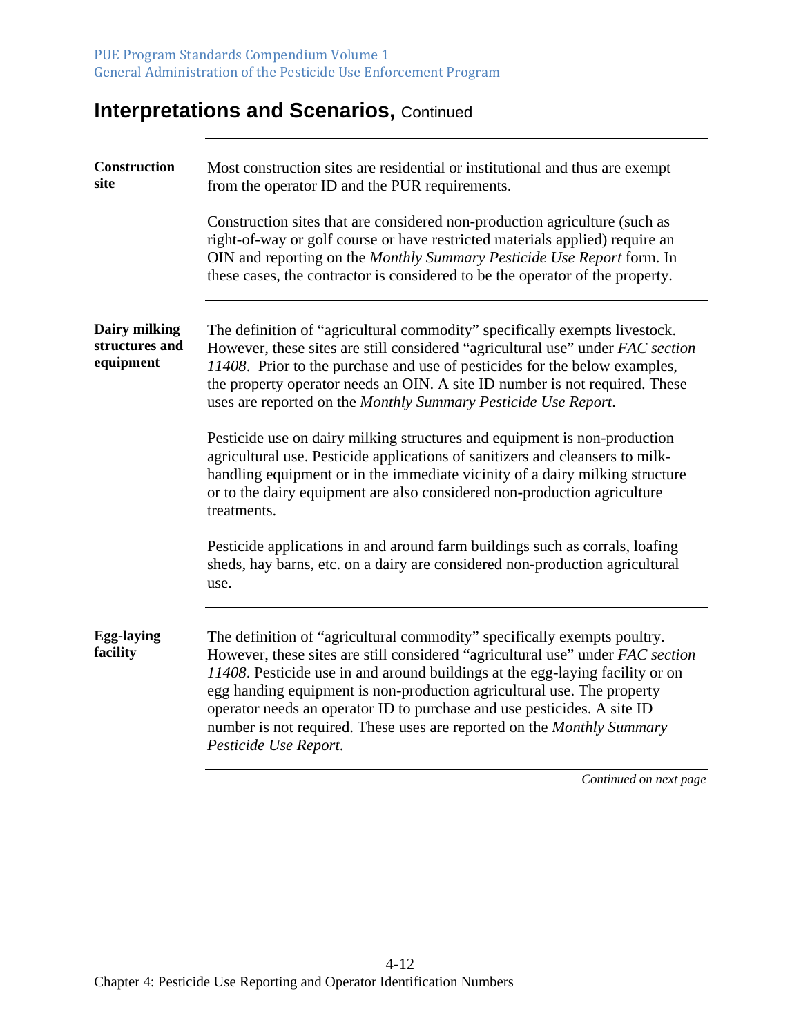## Interpretations and Scenarios, Continued

**Construction site**

Most construction sites are residential or institutional and thus are exempt from the operator ID and the PUR requirements.

Construction sites that are considered non-production agriculture (such as right-of-way or golf course or have restricted materials applied) require an OIN and reporting on the *Monthly Summary Pesticide Use Report* form. In these cases, the contractor is considered to be the operator of the property.

**Dairy milking structures and equipment**

The definition of "agricultural commodity" specifically exempts livestock. However, these sites are still considered "agricultural use" under *FAC section 11408*. Prior to the purchase and use of pesticides for the below examples, the property operator needs an OIN. A site ID number is not required. These uses are reported on the *Monthly Summary Pesticide Use Report*.

Pesticide use on dairy milking structures and equipment is non-production agricultural use. Pesticide applications of sanitizers and cleansers to milk-handling equipment or in the immediate vicinity of a dairy milking structure or to the dairy equipment are also considered non-production agriculture treatments.

Pesticide applications in and around farm buildings such as corrals, loafing sheds, hay barns, etc. on a dairy are considered non-production agricultural use.

**Egg-laying facility**

The definition of "agricultural commodity" specifically exempts poultry. However, these sites are still considered "agricultural use" under *FAC section 11408*. Pesticide use in and around buildings at the egg-laying facility or on egg handing equipment is non-production agricultural use. The property operator needs an operator ID to purchase and use pesticides. A site ID number is not required. These uses are reported on the *Monthly Summary Pesticide Use Report*.

*Continued on next page*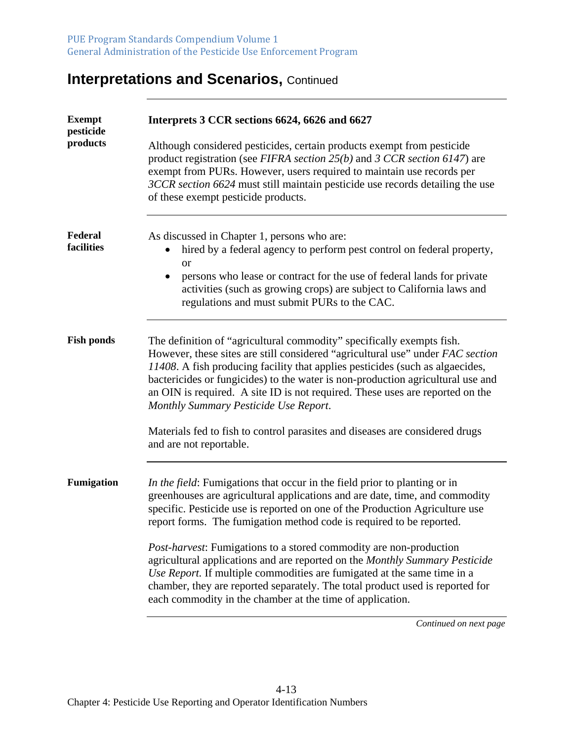## Interpretations and Scenarios, Continued

**Exempt pesticide products**

**Interprets 3 CCR sections 6624, 6626 and 6627**

Although considered pesticides, certain products exempt from pesticide product registration (see *FIFRA section 25(b)* and *3 CCR section 6147*) are exempt from PURs. However, users required to maintain use records per *3CCR section 6624* must still maintain pesticide use records detailing the use of these exempt pesticide products.

**Federal facilities**

As discussed in Chapter 1, persons who are:

- hired by a federal agency to perform pest control on federal property, or
- persons who lease or contract for the use of federal lands for private activities (such as growing crops) are subject to California laws and regulations and must submit PURs to the CAC.

**Fish ponds**

The definition of "agricultural commodity" specifically exempts fish. However, these sites are still considered "agricultural use" under *FAC section 11408*. A fish producing facility that applies pesticides (such as algaecides, bactericides or fungicides) to the water is non-production agricultural use and an OIN is required. A site ID is not required. These uses are reported on the *Monthly Summary Pesticide Use Report*.

Materials fed to fish to control parasites and diseases are considered drugs and are not reportable.

**Fumigation**

*In the field*: Fumigations that occur in the field prior to planting or in greenhouses are agricultural applications and are date, time, and commodity specific. Pesticide use is reported on one of the Production Agriculture use report forms. The fumigation method code is required to be reported.

*Post-harvest*: Fumigations to a stored commodity are non-production agricultural applications and are reported on the *Monthly Summary Pesticide Use Report.* If multiple commodities are fumigated at the same time in a chamber, they are reported separately. The total product used is reported for each commodity in the chamber at the time of application.

*Continued on next page*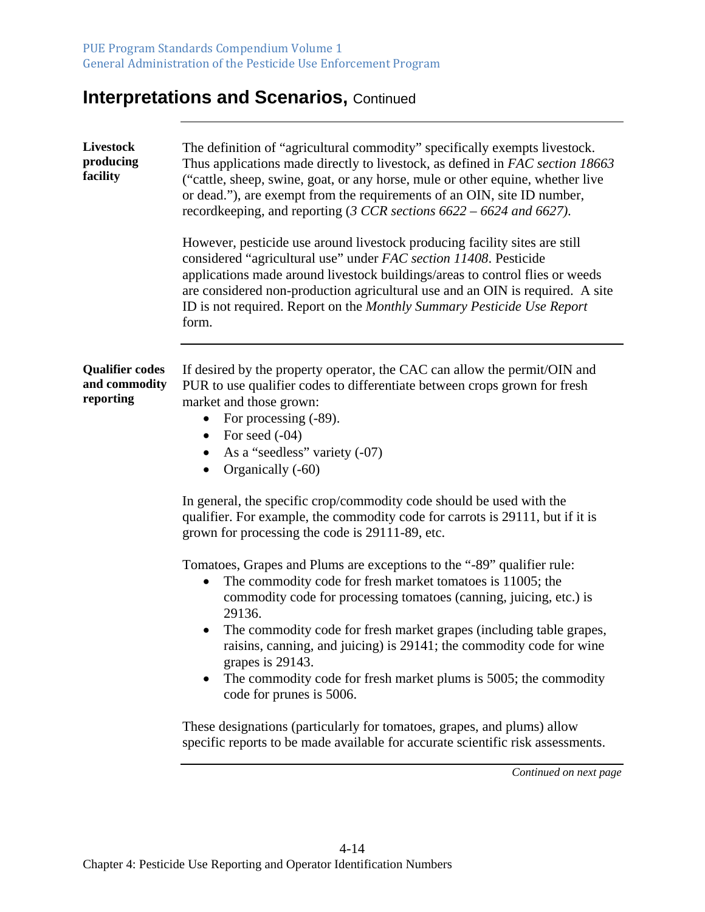## Interpretations and Scenarios, Continued

**Livestock producing facility**

The definition of "agricultural commodity" specifically exempts livestock. Thus applications made directly to livestock, as defined in *FAC section 18663* ("cattle, sheep, swine, goat, or any horse, mule or other equine, whether live or dead."), are exempt from the requirements of an OIN, site ID number, recordkeeping, and reporting (*3 CCR sections 6622 – 6624 and 6627)*.

However, pesticide use around livestock producing facility sites are still considered "agricultural use" under *FAC section 11408*. Pesticide applications made around livestock buildings/areas to control flies or weeds are considered non-production agricultural use and an OIN is required. A site ID is not required. Report on the *Monthly Summary Pesticide Use Report* form.

---

**Qualifier codes and commodity reporting**

If desired by the property operator, the CAC can allow the permit/OIN and PUR to use qualifier codes to differentiate between crops grown for fresh market and those grown:

- For processing (-89).
- For seed (-04)
- As a "seedless" variety (-07)
- Organically (-60)

In general, the specific crop/commodity code should be used with the qualifier. For example, the commodity code for carrots is 29111, but if it is grown for processing the code is 29111-89, etc.

Tomatoes, Grapes and Plums are exceptions to the "-89" qualifier rule:

- The commodity code for fresh market tomatoes is 11005; the commodity code for processing tomatoes (canning, juicing, etc.) is 29136.
- The commodity code for fresh market grapes (including table grapes, raisins, canning, and juicing) is 29141; the commodity code for wine grapes is 29143.
- The commodity code for fresh market plums is 5005; the commodity code for prunes is 5006.

These designations (particularly for tomatoes, grapes, and plums) allow specific reports to be made available for accurate scientific risk assessments.

*Continued on next page*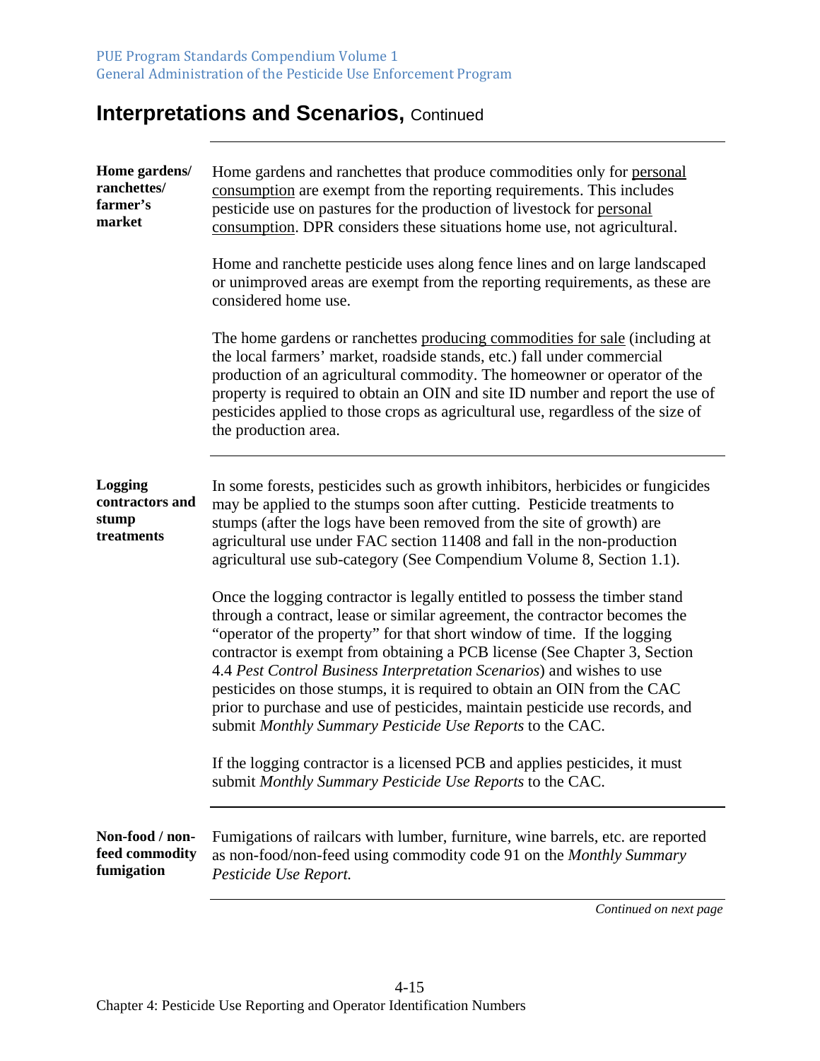## Interpretations and Scenarios, Continued

**Home gardens/ ranchettes/ farmer's market**

Home gardens and ranchettes that produce commodities only for personal consumption are exempt from the reporting requirements. This includes pesticide use on pastures for the production of livestock for personal consumption. DPR considers these situations home use, not agricultural.

Home and ranchette pesticide uses along fence lines and on large landscaped or unimproved areas are exempt from the reporting requirements, as these are considered home use.

The home gardens or ranchettes producing commodities for sale (including at the local farmers' market, roadside stands, etc.) fall under commercial production of an agricultural commodity. The homeowner or operator of the property is required to obtain an OIN and site ID number and report the use of pesticides applied to those crops as agricultural use, regardless of the size of the production area.

**Logging contractors and stump treatments**

In some forests, pesticides such as growth inhibitors, herbicides or fungicides may be applied to the stumps soon after cutting. Pesticide treatments to stumps (after the logs have been removed from the site of growth) are agricultural use under FAC section 11408 and fall in the non-production agricultural use sub-category (See Compendium Volume 8, Section 1.1).

Once the logging contractor is legally entitled to possess the timber stand through a contract, lease or similar agreement, the contractor becomes the "operator of the property" for that short window of time. If the logging contractor is exempt from obtaining a PCB license (See Chapter 3, Section 4.4 *Pest Control Business Interpretation Scenarios*) and wishes to use pesticides on those stumps, it is required to obtain an OIN from the CAC prior to purchase and use of pesticides, maintain pesticide use records, and submit *Monthly Summary Pesticide Use Reports* to the CAC.

If the logging contractor is a licensed PCB and applies pesticides, it must submit *Monthly Summary Pesticide Use Reports* to the CAC.

**Non-food / non-feed commodity fumigation**

Fumigations of railcars with lumber, furniture, wine barrels, etc. are reported as non-food/non-feed using commodity code 91 on the *Monthly Summary Pesticide Use Report.*

*Continued on next page*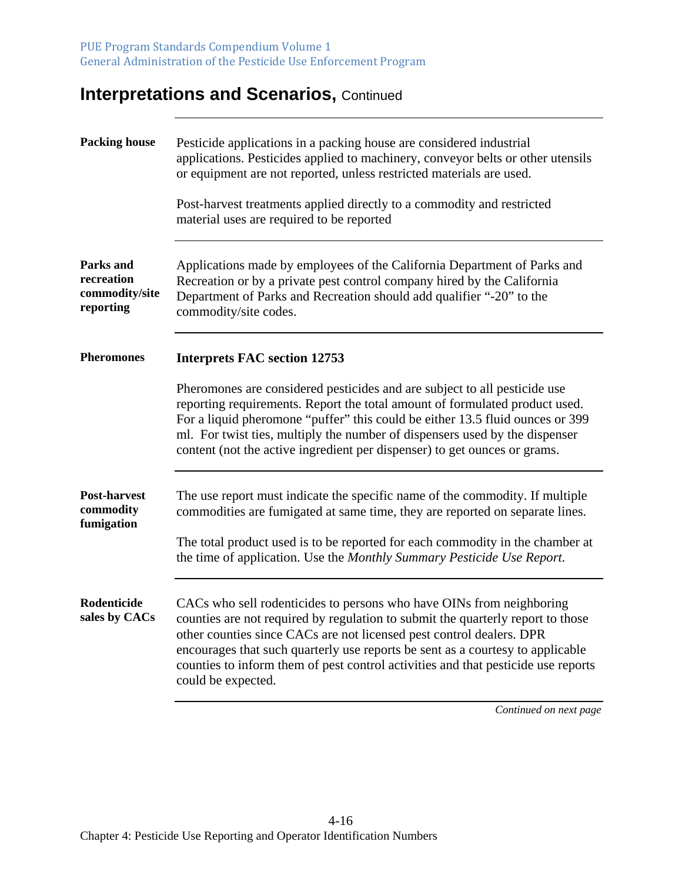## Interpretations and Scenarios, Continued

**Packing house**

Pesticide applications in a packing house are considered industrial applications. Pesticides applied to machinery, conveyor belts or other utensils or equipment are not reported, unless restricted materials are used.

Post-harvest treatments applied directly to a commodity and restricted material uses are required to be reported

**Parks and recreation commodity/site reporting**

Applications made by employees of the California Department of Parks and Recreation or by a private pest control company hired by the California Department of Parks and Recreation should add qualifier "-20" to the commodity/site codes.

**Pheromones**

**Interprets FAC section 12753**

Pheromones are considered pesticides and are subject to all pesticide use reporting requirements. Report the total amount of formulated product used. For a liquid pheromone "puffer" this could be either 13.5 fluid ounces or 399 ml. For twist ties, multiply the number of dispensers used by the dispenser content (not the active ingredient per dispenser) to get ounces or grams.

**Post-harvest commodity fumigation**

The use report must indicate the specific name of the commodity. If multiple commodities are fumigated at same time, they are reported on separate lines.

The total product used is to be reported for each commodity in the chamber at the time of application. Use the *Monthly Summary Pesticide Use Report.*

**Rodenticide sales by CACs**

CACs who sell rodenticides to persons who have OINs from neighboring counties are not required by regulation to submit the quarterly report to those other counties since CACs are not licensed pest control dealers. DPR encourages that such quarterly use reports be sent as a courtesy to applicable counties to inform them of pest control activities and that pesticide use reports could be expected.

*Continued on next page*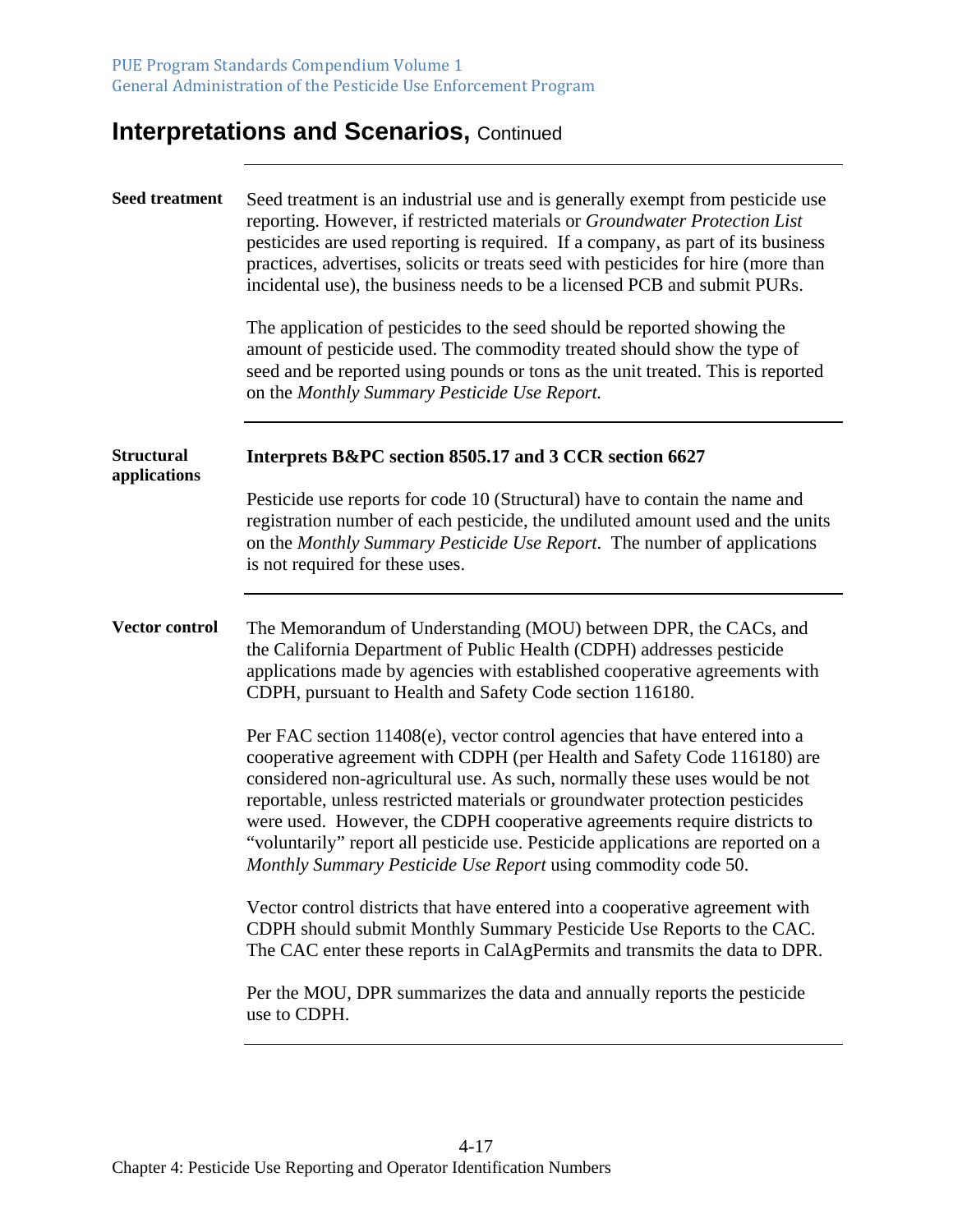## Interpretations and Scenarios, Continued

**Seed treatment**

Seed treatment is an industrial use and is generally exempt from pesticide use reporting. However, if restricted materials or *Groundwater Protection List* pesticides are used reporting is required. If a company, as part of its business practices, advertises, solicits or treats seed with pesticides for hire (more than incidental use), the business needs to be a licensed PCB and submit PURs.

The application of pesticides to the seed should be reported showing the amount of pesticide used. The commodity treated should show the type of seed and be reported using pounds or tons as the unit treated. This is reported on the *Monthly Summary Pesticide Use Report.*

---

**Structural applications**

**Interprets B&PC section 8505.17 and 3 CCR section 6627**

Pesticide use reports for code 10 (Structural) have to contain the name and registration number of each pesticide, the undiluted amount used and the units on the *Monthly Summary Pesticide Use Report*. The number of applications is not required for these uses.

---

**Vector control**

The Memorandum of Understanding (MOU) between DPR, the CACs, and the California Department of Public Health (CDPH) addresses pesticide applications made by agencies with established cooperative agreements with CDPH, pursuant to Health and Safety Code section 116180.

Per FAC section 11408(e), vector control agencies that have entered into a cooperative agreement with CDPH (per Health and Safety Code 116180) are considered non-agricultural use. As such, normally these uses would be not reportable, unless restricted materials or groundwater protection pesticides were used. However, the CDPH cooperative agreements require districts to "voluntarily" report all pesticide use. Pesticide applications are reported on a *Monthly Summary Pesticide Use Report* using commodity code 50.

Vector control districts that have entered into a cooperative agreement with CDPH should submit Monthly Summary Pesticide Use Reports to the CAC. The CAC enter these reports in CalAgPermits and transmits the data to DPR.

Per the MOU, DPR summarizes the data and annually reports the pesticide use to CDPH.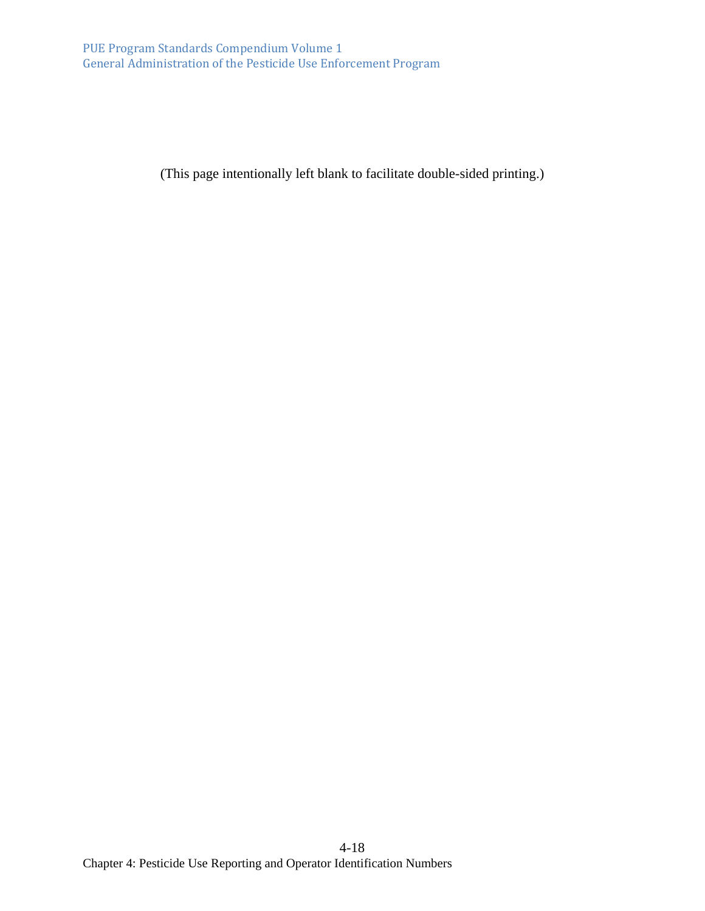(This page intentionally left blank to facilitate double-sided printing.)